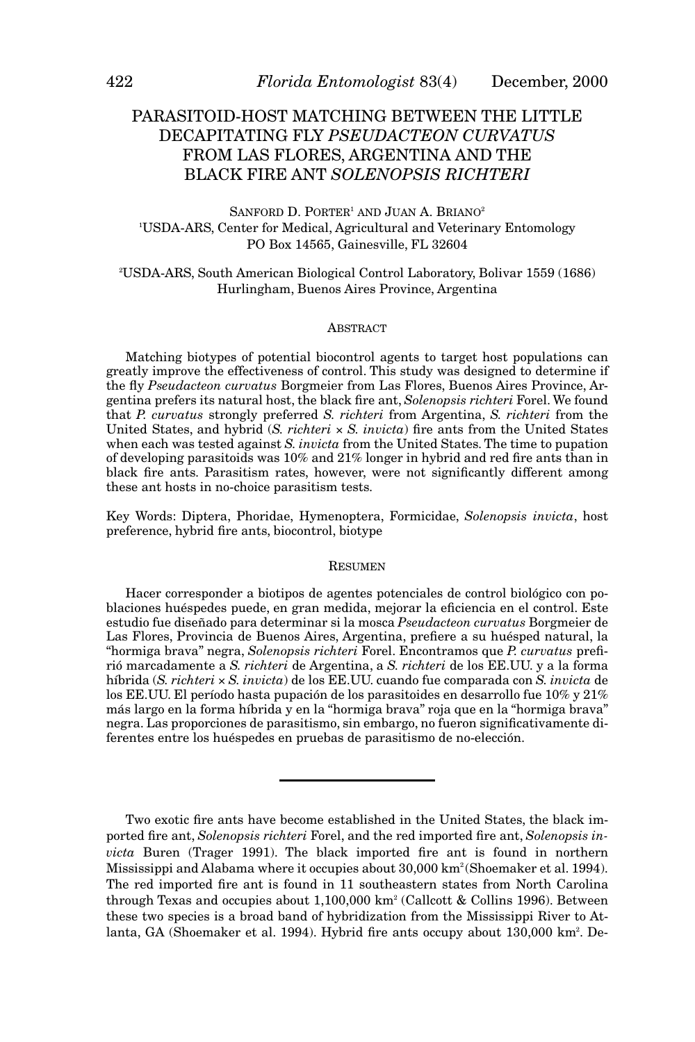# PARASITOID-HOST MATCHING BETWEEN THE LITTLE DECAPITATING FLY *PSEUDACTEON CURVATUS* FROM LAS FLORES, ARGENTINA AND THE BLACK FIRE ANT *SOLENOPSIS RICHTERI*

SANFORD D. PORTER[1] AND JUAN A. BRIANO[2]

[1]USDA-ARS, Center for Medical, Agricultural and Veterinary Entomology PO Box 14565, Gainesville, FL 32604

[2]USDA-ARS, South American Biological Control Laboratory, Bolivar 1559 (1686) Hurlingham, Buenos Aires Province, Argentina

## ABSTRACT

Matching biotypes of potential biocontrol agents to target host populations can greatly improve the effectiveness of control. This study was designed to determine if the fly *Pseudacteon curvatus* Borgmeier from Las Flores, Buenos Aires Province, Argentina prefers its natural host, the black fire ant, *Solenopsis richteri* Forel. We found that *P. curvatus* strongly preferred *S. richteri* from Argentina, *S. richteri* from the United States, and hybrid (*S. richteri* × *S. invicta*) fire ants from the United States when each was tested against *S. invicta* from the United States. The time to pupation of developing parasitoids was 10% and 21% longer in hybrid and red fire ants than in black fire ants. Parasitism rates, however, were not significantly different among these ant hosts in no-choice parasitism tests.

Key Words: Diptera, Phoridae, Hymenoptera, Formicidae, *Solenopsis invicta*, host preference, hybrid fire ants, biocontrol, biotype

## RESUMEN

Hacer corresponder a biotipos de agentes potenciales de control biológico con poblaciones huéspedes puede, en gran medida, mejorar la eficiencia en el control. Este estudio fue diseñado para determinar si la mosca *Pseudacteon curvatus* Borgmeier de Las Flores, Provincia de Buenos Aires, Argentina, prefiere a su huésped natural, la "hormiga brava" negra, *Solenopsis richteri* Forel. Encontramos que *P. curvatus* prefirió marcadamente a *S. richteri* de Argentina, a *S. richteri* de los EE.UU. y a la forma híbrida (*S. richteri* × *S. invicta*) de los EE.UU. cuando fue comparada con *S. invicta* de los EE.UU. El período hasta pupación de los parasitoides en desarrollo fue 10% y 21% más largo en la forma híbrida y en la "hormiga brava" roja que en la "hormiga brava" negra. Las proporciones de parasitismo, sin embargo, no fueron significativamente diferentes entre los huéspedes en pruebas de parasitismo de no-elección.

---

Two exotic fire ants have become established in the United States, the black imported fire ant, *Solenopsis richteri* Forel, and the red imported fire ant, *Solenopsis invicta* Buren (Trager 1991). The black imported fire ant is found in northern Mississippi and Alabama where it occupies about 30,000 km$^2$ (Shoemaker et al. 1994). The red imported fire ant is found in 11 southeastern states from North Carolina through Texas and occupies about 1,100,000 km$^2$ (Callcott & Collins 1996). Between these two species is a broad band of hybridization from the Mississippi River to Atlanta, GA (Shoemaker et al. 1994). Hybrid fire ants occupy about 130,000 km$^2$. De-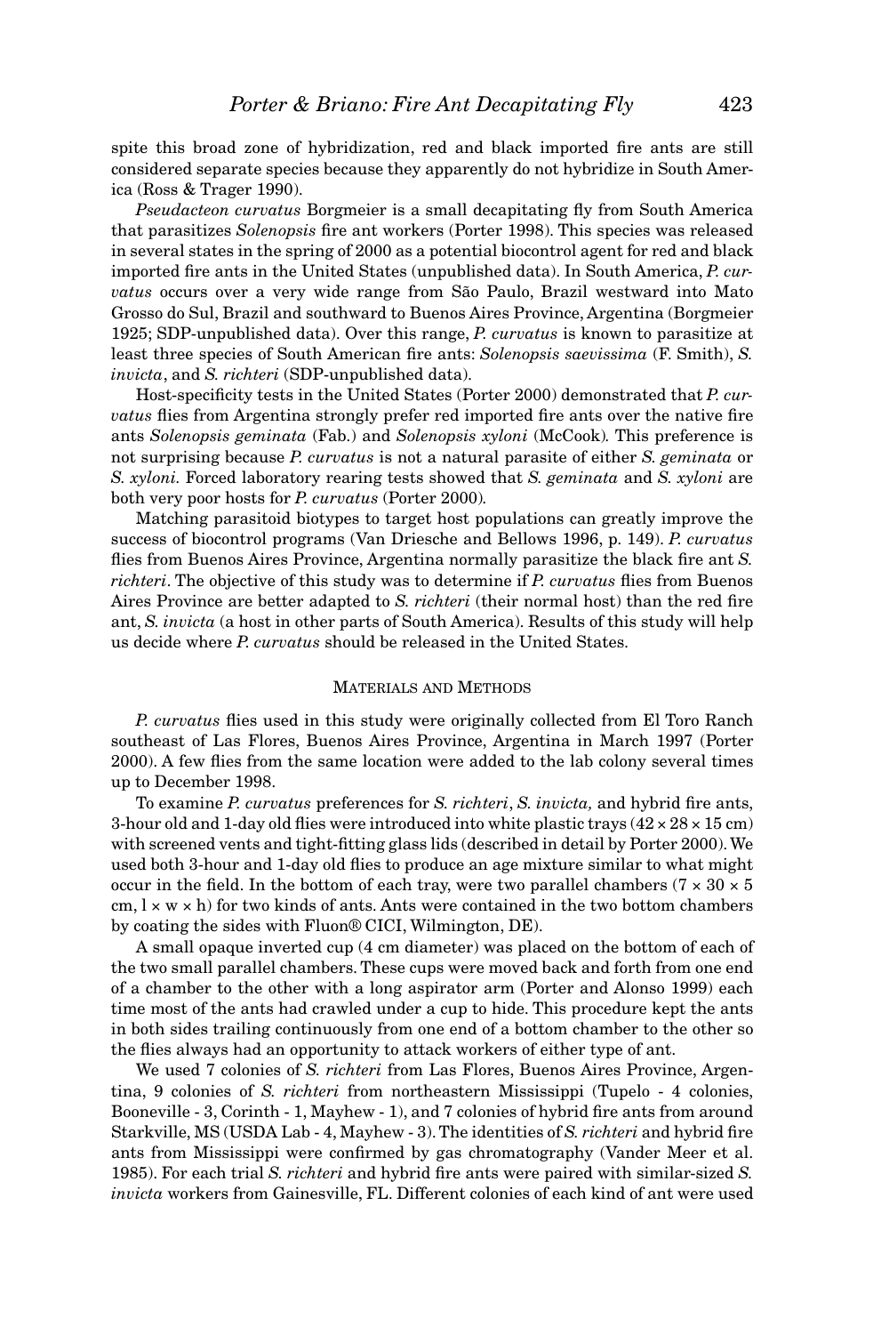spite this broad zone of hybridization, red and black imported fire ants are still considered separate species because they apparently do not hybridize in South America (Ross & Trager 1990).

*Pseudacteon curvatus* Borgmeier is a small decapitating fly from South America that parasitizes *Solenopsis* fire ant workers (Porter 1998). This species was released in several states in the spring of 2000 as a potential biocontrol agent for red and black imported fire ants in the United States (unpublished data). In South America, *P. curvatus* occurs over a very wide range from São Paulo, Brazil westward into Mato Grosso do Sul, Brazil and southward to Buenos Aires Province, Argentina (Borgmeier 1925; SDP-unpublished data). Over this range, *P. curvatus* is known to parasitize at least three species of South American fire ants: *Solenopsis saevissima* (F. Smith), *S. invicta*, and *S. richteri* (SDP-unpublished data).

Host-specificity tests in the United States (Porter 2000) demonstrated that *P. curvatus* flies from Argentina strongly prefer red imported fire ants over the native fire ants *Solenopsis geminata* (Fab.) and *Solenopsis xyloni* (McCook)*.* This preference is not surprising because *P. curvatus* is not a natural parasite of either *S. geminata* or *S. xyloni.* Forced laboratory rearing tests showed that *S. geminata* and *S. xyloni* are both very poor hosts for *P. curvatus* (Porter 2000)*.*

Matching parasitoid biotypes to target host populations can greatly improve the success of biocontrol programs (Van Driesche and Bellows 1996, p. 149). *P. curvatus* flies from Buenos Aires Province, Argentina normally parasitize the black fire ant *S. richteri*. The objective of this study was to determine if *P. curvatus* flies from Buenos Aires Province are better adapted to *S. richteri* (their normal host) than the red fire ant, *S. invicta* (a host in other parts of South America). Results of this study will help us decide where *P. curvatus* should be released in the United States.

## Materials and Methods

*P. curvatus* flies used in this study were originally collected from El Toro Ranch southeast of Las Flores, Buenos Aires Province, Argentina in March 1997 (Porter 2000). A few flies from the same location were added to the lab colony several times up to December 1998.

To examine *P. curvatus* preferences for *S. richteri*, *S. invicta,* and hybrid fire ants, 3-hour old and 1-day old flies were introduced into white plastic trays (42 × 28 × 15 cm) with screened vents and tight-fitting glass lids (described in detail by Porter 2000). We used both 3-hour and 1-day old flies to produce an age mixture similar to what might occur in the field. In the bottom of each tray, were two parallel chambers (7 × 30 × 5 cm, l × w × h) for two kinds of ants. Ants were contained in the two bottom chambers by coating the sides with Fluon® CICI, Wilmington, DE).

A small opaque inverted cup (4 cm diameter) was placed on the bottom of each of the two small parallel chambers. These cups were moved back and forth from one end of a chamber to the other with a long aspirator arm (Porter and Alonso 1999) each time most of the ants had crawled under a cup to hide. This procedure kept the ants in both sides trailing continuously from one end of a bottom chamber to the other so the flies always had an opportunity to attack workers of either type of ant.

We used 7 colonies of *S. richteri* from Las Flores, Buenos Aires Province, Argentina, 9 colonies of *S. richteri* from northeastern Mississippi (Tupelo - 4 colonies, Booneville - 3, Corinth - 1, Mayhew - 1), and 7 colonies of hybrid fire ants from around Starkville, MS (USDA Lab - 4, Mayhew - 3). The identities of *S. richteri* and hybrid fire ants from Mississippi were confirmed by gas chromatography (Vander Meer et al. 1985). For each trial *S. richteri* and hybrid fire ants were paired with similar-sized *S. invicta* workers from Gainesville, FL. Different colonies of each kind of ant were used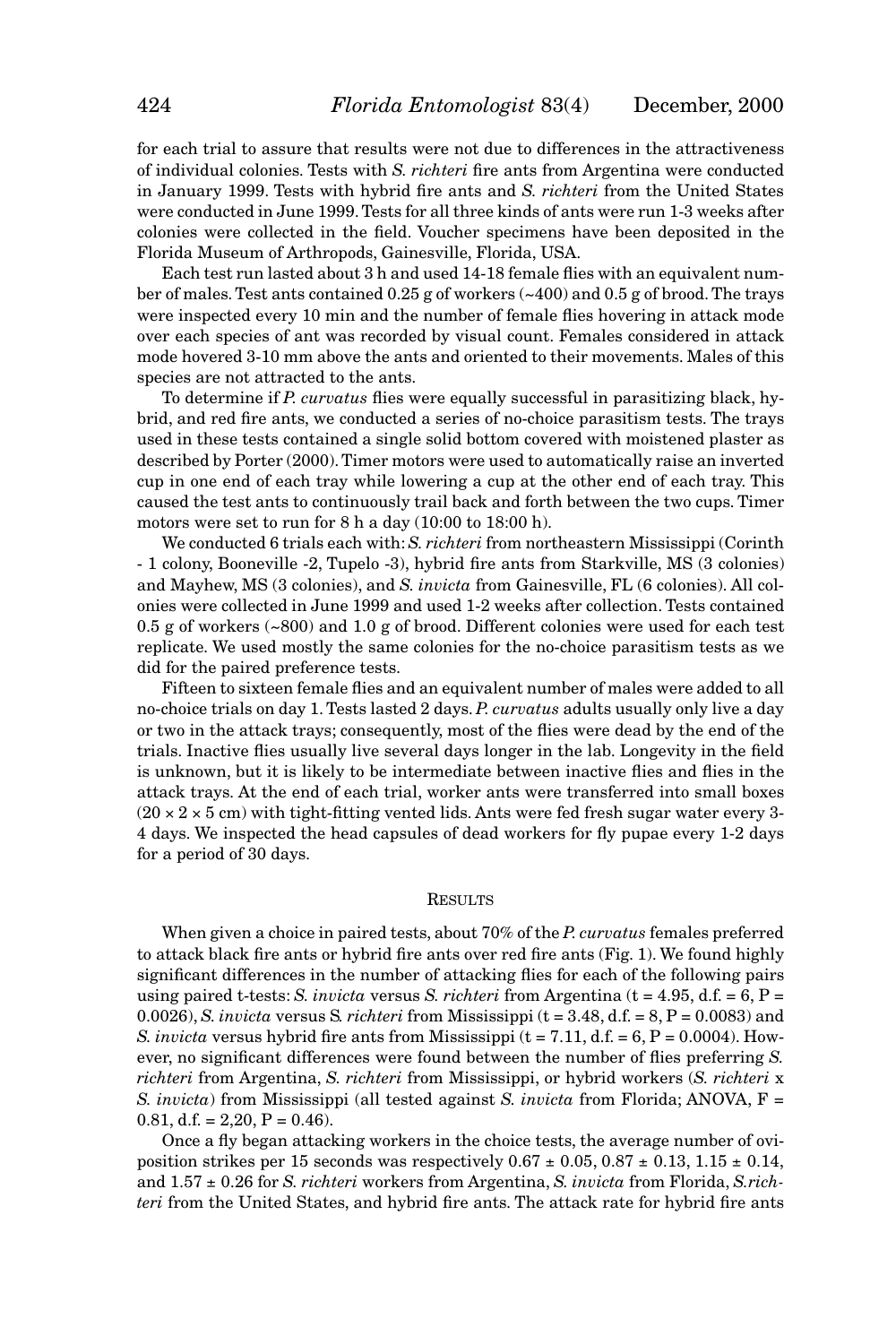for each trial to assure that results were not due to differences in the attractiveness of individual colonies. Tests with *S. richteri* fire ants from Argentina were conducted in January 1999. Tests with hybrid fire ants and *S. richteri* from the United States were conducted in June 1999. Tests for all three kinds of ants were run 1-3 weeks after colonies were collected in the field. Voucher specimens have been deposited in the Florida Museum of Arthropods, Gainesville, Florida, USA.

Each test run lasted about 3 h and used 14-18 female flies with an equivalent number of males. Test ants contained 0.25 g of workers (~400) and 0.5 g of brood. The trays were inspected every 10 min and the number of female flies hovering in attack mode over each species of ant was recorded by visual count. Females considered in attack mode hovered 3-10 mm above the ants and oriented to their movements. Males of this species are not attracted to the ants.

To determine if *P. curvatus* flies were equally successful in parasitizing black, hybrid, and red fire ants, we conducted a series of no-choice parasitism tests. The trays used in these tests contained a single solid bottom covered with moistened plaster as described by Porter (2000). Timer motors were used to automatically raise an inverted cup in one end of each tray while lowering a cup at the other end of each tray. This caused the test ants to continuously trail back and forth between the two cups. Timer motors were set to run for 8 h a day (10:00 to 18:00 h).

We conducted 6 trials each with: *S. richteri* from northeastern Mississippi (Corinth - 1 colony, Booneville -2, Tupelo -3), hybrid fire ants from Starkville, MS (3 colonies) and Mayhew, MS (3 colonies), and *S. invicta* from Gainesville, FL (6 colonies). All colonies were collected in June 1999 and used 1-2 weeks after collection. Tests contained 0.5 g of workers (~800) and 1.0 g of brood. Different colonies were used for each test replicate. We used mostly the same colonies for the no-choice parasitism tests as we did for the paired preference tests.

Fifteen to sixteen female flies and an equivalent number of males were added to all no-choice trials on day 1. Tests lasted 2 days. *P. curvatus* adults usually only live a day or two in the attack trays; consequently, most of the flies were dead by the end of the trials. Inactive flies usually live several days longer in the lab. Longevity in the field is unknown, but it is likely to be intermediate between inactive flies and flies in the attack trays. At the end of each trial, worker ants were transferred into small boxes ($20 \times 2 \times 5$ cm) with tight-fitting vented lids. Ants were fed fresh sugar water every 3-4 days. We inspected the head capsules of dead workers for fly pupae every 1-2 days for a period of 30 days.

## RESULTS

When given a choice in paired tests, about 70% of the *P. curvatus* females preferred to attack black fire ants or hybrid fire ants over red fire ants (Fig. 1). We found highly significant differences in the number of attacking flies for each of the following pairs using paired t-tests: *S. invicta* versus *S. richteri* from Argentina ($t = 4.95$, d.f. = 6, $P = 0.0026$), *S. invicta* versus S*. richteri* from Mississippi ($t = 3.48$, d.f. = 8, $P = 0.0083$) and *S. invicta* versus hybrid fire ants from Mississippi ($t = 7.11$, d.f. = 6, $P = 0.0004$). However, no significant differences were found between the number of flies preferring *S. richteri* from Argentina, *S. richteri* from Mississippi, or hybrid workers (*S. richteri* x *S. invicta*) from Mississippi (all tested against *S. invicta* from Florida; ANOVA, $F = 0.81$, d.f. = 2,20, $P = 0.46$).

Once a fly began attacking workers in the choice tests, the average number of oviposition strikes per 15 seconds was respectively $0.67 \pm 0.05$, $0.87 \pm 0.13$, $1.15 \pm 0.14$, and $1.57 \pm 0.26$ for *S. richteri* workers from Argentina, *S. invicta* from Florida, *S.richteri* from the United States, and hybrid fire ants. The attack rate for hybrid fire ants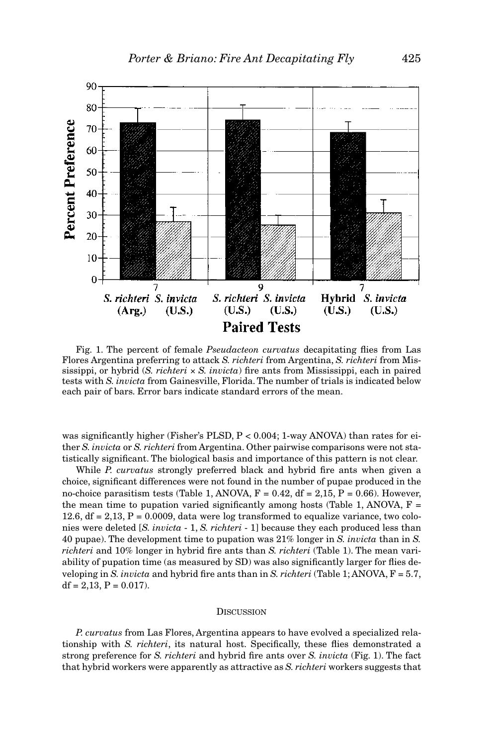Fig. 1. The percent of female *Pseudacteon curvatus* decapitating flies from Las Flores Argentina preferring to attack *S. richteri* from Argentina, *S. richteri* from Mississippi, or hybrid (*S. richteri* × *S. invicta*) fire ants from Mississippi, each in paired tests with *S. invicta* from Gainesville, Florida. The number of trials is indicated below each pair of bars. Error bars indicate standard errors of the mean.

was significantly higher (Fisher's PLSD, $P < 0.004$; 1-way ANOVA) than rates for either *S. invicta* or *S. richteri* from Argentina. Other pairwise comparisons were not statistically significant. The biological basis and importance of this pattern is not clear.

While *P. curvatus* strongly preferred black and hybrid fire ants when given a choice, significant differences were not found in the number of pupae produced in the no-choice parasitism tests (Table 1, ANOVA, $F = 0.42$, $df = 2,15$, $P = 0.66$). However, the mean time to pupation varied significantly among hosts (Table 1, ANOVA, $F = 12.6$, $df = 2,13$, $P = 0.0009$, data were log transformed to equalize variance, two colonies were deleted [*S. invicta* - 1, *S. richteri* - 1] because they each produced less than 40 pupae). The development time to pupation was 21% longer in *S. invicta* than in *S. richteri* and 10% longer in hybrid fire ants than *S. richteri* (Table 1). The mean variability of pupation time (as measured by SD) was also significantly larger for flies developing in *S. invicta* and hybrid fire ants than in *S. richteri* (Table 1; ANOVA, $F = 5.7$, $df = 2,13$, $P = 0.017$).

## Discussion

*P. curvatus* from Las Flores, Argentina appears to have evolved a specialized relationship with *S. richteri*, its natural host. Specifically, these flies demonstrated a strong preference for *S. richteri* and hybrid fire ants over *S. invicta* (Fig. 1). The fact that hybrid workers were apparently as attractive as *S. richteri* workers suggests that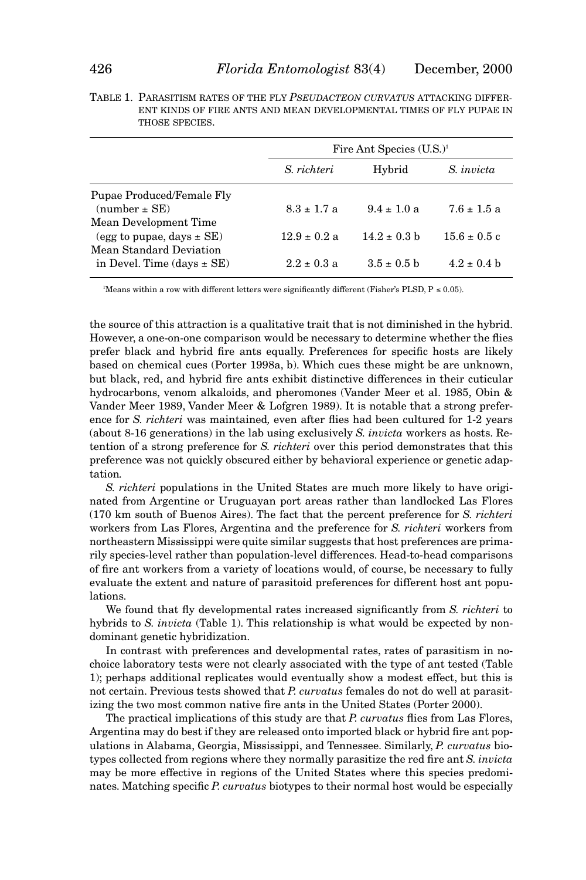TABLE 1. PARASITISM RATES OF THE FLY *PSEUDACTEON CURVATUS* ATTACKING DIFFERENT KINDS OF FIRE ANTS AND MEAN DEVELOPMENTAL TIMES OF FLY PUPAE IN THOSE SPECIES.

| | Fire Ant Species (U.S.)[1] | | |
|---|---|---|---|
| | *S. richteri* | Hybrid | *S. invicta* |
| Pupae Produced/Female Fly (number ± SE) | 8.3 ± 1.7 a | 9.4 ± 1.0 a | 7.6 ± 1.5 a |
| Mean Development Time (egg to pupae, days ± SE) | 12.9 ± 0.2 a | 14.2 ± 0.3 b | 15.6 ± 0.5 c |
| Mean Standard Deviation in Devel. Time (days ± SE) | 2.2 ± 0.3 a | 3.5 ± 0.5 b | 4.2 ± 0.4 b |

[1]Means within a row with different letters were significantly different (Fisher's PLSD, P ≤ 0.05).

the source of this attraction is a qualitative trait that is not diminished in the hybrid. However, a one-on-one comparison would be necessary to determine whether the flies prefer black and hybrid fire ants equally. Preferences for specific hosts are likely based on chemical cues (Porter 1998a, b). Which cues these might be are unknown, but black, red, and hybrid fire ants exhibit distinctive differences in their cuticular hydrocarbons, venom alkaloids, and pheromones (Vander Meer et al. 1985, Obin & Vander Meer 1989, Vander Meer & Lofgren 1989). It is notable that a strong preference for *S. richteri* was maintained, even after flies had been cultured for 1-2 years (about 8-16 generations) in the lab using exclusively *S. invicta* workers as hosts. Retention of a strong preference for *S. richteri* over this period demonstrates that this preference was not quickly obscured either by behavioral experience or genetic adaptation.

*S. richteri* populations in the United States are much more likely to have originated from Argentine or Uruguayan port areas rather than landlocked Las Flores (170 km south of Buenos Aires). The fact that the percent preference for *S. richteri* workers from Las Flores, Argentina and the preference for *S. richteri* workers from northeastern Mississippi were quite similar suggests that host preferences are primarily species-level rather than population-level differences. Head-to-head comparisons of fire ant workers from a variety of locations would, of course, be necessary to fully evaluate the extent and nature of parasitoid preferences for different host ant populations.

We found that fly developmental rates increased significantly from *S. richteri* to hybrids to *S. invicta* (Table 1). This relationship is what would be expected by nondominant genetic hybridization.

In contrast with preferences and developmental rates, rates of parasitism in no-choice laboratory tests were not clearly associated with the type of ant tested (Table 1); perhaps additional replicates would eventually show a modest effect, but this is not certain. Previous tests showed that *P. curvatus* females do not do well at parasitizing the two most common native fire ants in the United States (Porter 2000).

The practical implications of this study are that *P. curvatus* flies from Las Flores, Argentina may do best if they are released onto imported black or hybrid fire ant populations in Alabama, Georgia, Mississippi, and Tennessee. Similarly, *P. curvatus* biotypes collected from regions where they normally parasitize the red fire ant *S. invicta* may be more effective in regions of the United States where this species predominates. Matching specific *P. curvatus* biotypes to their normal host would be especially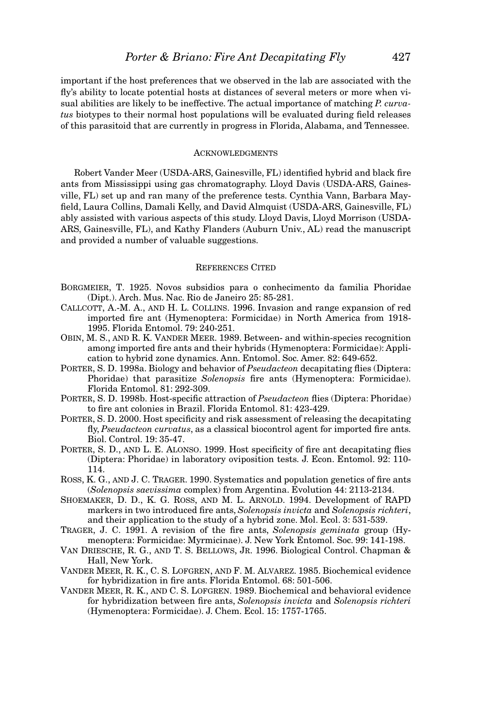important if the host preferences that we observed in the lab are associated with the fly's ability to locate potential hosts at distances of several meters or more when visual abilities are likely to be ineffective. The actual importance of matching *P. curvatus* biotypes to their normal host populations will be evaluated during field releases of this parasitoid that are currently in progress in Florida, Alabama, and Tennessee.

## ACKNOWLEDGMENTS

Robert Vander Meer (USDA-ARS, Gainesville, FL) identified hybrid and black fire ants from Mississippi using gas chromatography. Lloyd Davis (USDA-ARS, Gainesville, FL) set up and ran many of the preference tests. Cynthia Vann, Barbara Mayfield, Laura Collins, Damali Kelly, and David Almquist (USDA-ARS, Gainesville, FL) ably assisted with various aspects of this study. Lloyd Davis, Lloyd Morrison (USDA-ARS, Gainesville, FL), and Kathy Flanders (Auburn Univ., AL) read the manuscript and provided a number of valuable suggestions.

## REFERENCES CITED

BORGMEIER, T. 1925. Novos subsidios para o conhecimento da familia Phoridae (Dipt.). Arch. Mus. Nac. Rio de Janeiro 25: 85-281.

CALLCOTT, A.-M. A., AND H. L. COLLINS. 1996. Invasion and range expansion of red imported fire ant (Hymenoptera: Formicidae) in North America from 1918-1995. Florida Entomol. 79: 240-251.

OBIN, M. S., AND R. K. VANDER MEER. 1989. Between- and within-species recognition among imported fire ants and their hybrids (Hymenoptera: Formicidae): Application to hybrid zone dynamics. Ann. Entomol. Soc. Amer. 82: 649-652.

PORTER, S. D. 1998a. Biology and behavior of *Pseudacteon* decapitating flies (Diptera: Phoridae) that parasitize *Solenopsis* fire ants (Hymenoptera: Formicidae). Florida Entomol. 81: 292-309.

PORTER, S. D. 1998b. Host-specific attraction of *Pseudacteon* flies (Diptera: Phoridae) to fire ant colonies in Brazil. Florida Entomol. 81: 423-429.

PORTER, S. D. 2000. Host specificity and risk assessment of releasing the decapitating fly, *Pseudacteon curvatus*, as a classical biocontrol agent for imported fire ants. Biol. Control. 19: 35-47.

PORTER, S. D., AND L. E. ALONSO. 1999. Host specificity of fire ant decapitating flies (Diptera: Phoridae) in laboratory oviposition tests. J. Econ. Entomol. 92: 110-114.

ROSS, K. G., AND J. C. TRAGER. 1990. Systematics and population genetics of fire ants (*Solenopsis saevissima* complex) from Argentina. Evolution 44: 2113-2134.

SHOEMAKER, D. D., K. G. ROSS, AND M. L. ARNOLD. 1994. Development of RAPD markers in two introduced fire ants, *Solenopsis invicta* and *Solenopsis richteri*, and their application to the study of a hybrid zone. Mol. Ecol. 3: 531-539.

TRAGER, J. C. 1991. A revision of the fire ants, *Solenopsis geminata* group (Hymenoptera: Formicidae: Myrmicinae). J. New York Entomol. Soc. 99: 141-198.

VAN DRIESCHE, R. G., AND T. S. BELLOWS, JR. 1996. Biological Control. Chapman & Hall, New York.

VANDER MEER, R. K., C. S. LOFGREN, AND F. M. ALVAREZ. 1985. Biochemical evidence for hybridization in fire ants. Florida Entomol. 68: 501-506.

VANDER MEER, R. K., AND C. S. LOFGREN. 1989. Biochemical and behavioral evidence for hybridization between fire ants, *Solenopsis invicta* and *Solenopsis richteri* (Hymenoptera: Formicidae). J. Chem. Ecol. 15: 1757-1765.